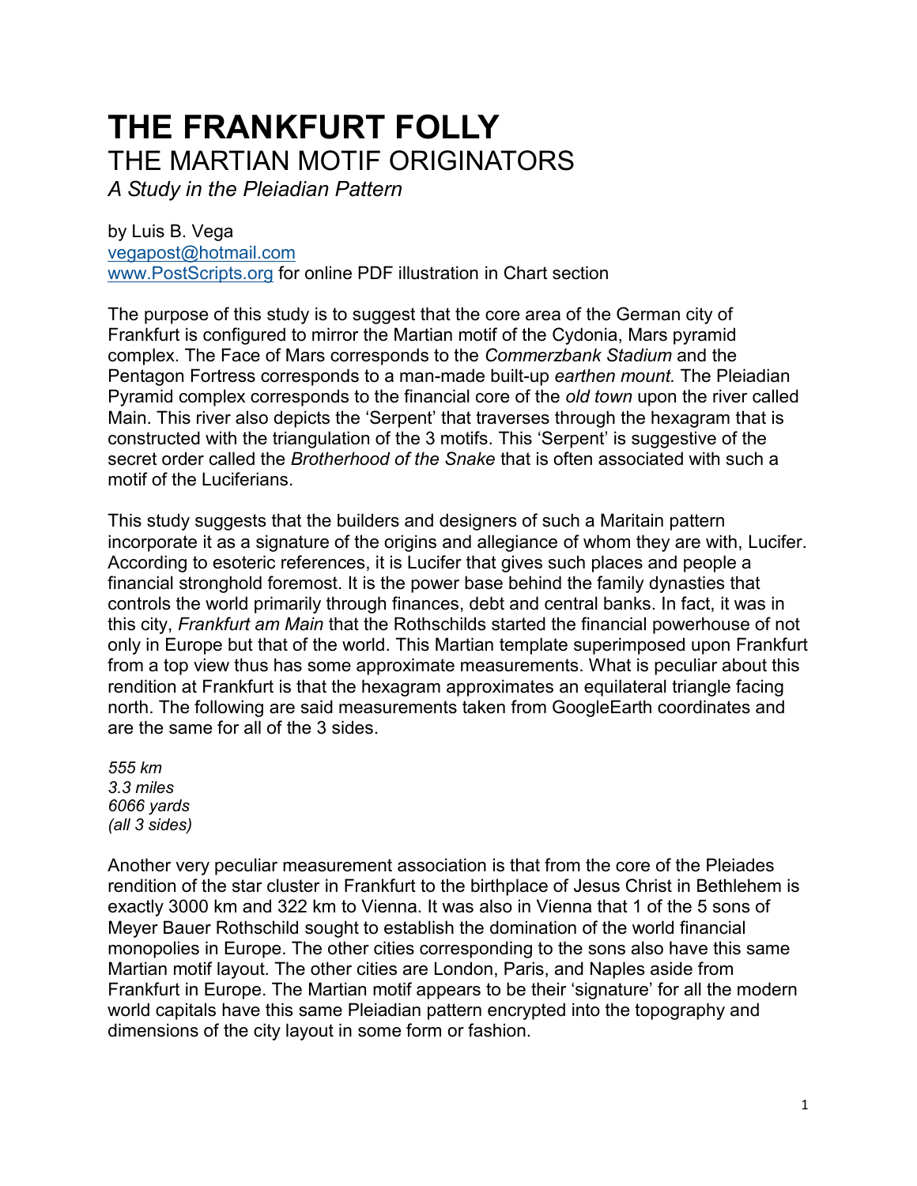# THE FRANKFURT FOLLY

## THE MARTIAN MOTIF ORIGINATORS

*A Study in the Pleiadian Pattern*

by Luis B. Vega
vegapost@hotmail.com
www.PostScripts.org for online PDF illustration in Chart section

The purpose of this study is to suggest that the core area of the German city of Frankfurt is configured to mirror the Martian motif of the Cydonia, Mars pyramid complex. The Face of Mars corresponds to the *Commerzbank Stadium* and the Pentagon Fortress corresponds to a man-made built-up *earthen mount.* The Pleiadian Pyramid complex corresponds to the financial core of the *old town* upon the river called Main. This river also depicts the 'Serpent' that traverses through the hexagram that is constructed with the triangulation of the 3 motifs. This 'Serpent' is suggestive of the secret order called the *Brotherhood of the Snake* that is often associated with such a motif of the Luciferians.

This study suggests that the builders and designers of such a Maritain pattern incorporate it as a signature of the origins and allegiance of whom they are with, Lucifer. According to esoteric references, it is Lucifer that gives such places and people a financial stronghold foremost. It is the power base behind the family dynasties that controls the world primarily through finances, debt and central banks. In fact, it was in this city, *Frankfurt am Main* that the Rothschilds started the financial powerhouse of not only in Europe but that of the world. This Martian template superimposed upon Frankfurt from a top view thus has some approximate measurements. What is peculiar about this rendition at Frankfurt is that the hexagram approximates an equilateral triangle facing north. The following are said measurements taken from GoogleEarth coordinates and are the same for all of the 3 sides.

*555 km*
*3.3 miles*
*6066 yards*
*(all 3 sides)*

Another very peculiar measurement association is that from the core of the Pleiades rendition of the star cluster in Frankfurt to the birthplace of Jesus Christ in Bethlehem is exactly 3000 km and 322 km to Vienna. It was also in Vienna that 1 of the 5 sons of Meyer Bauer Rothschild sought to establish the domination of the world financial monopolies in Europe. The other cities corresponding to the sons also have this same Martian motif layout. The other cities are London, Paris, and Naples aside from Frankfurt in Europe. The Martian motif appears to be their 'signature' for all the modern world capitals have this same Pleiadian pattern encrypted into the topography and dimensions of the city layout in some form or fashion.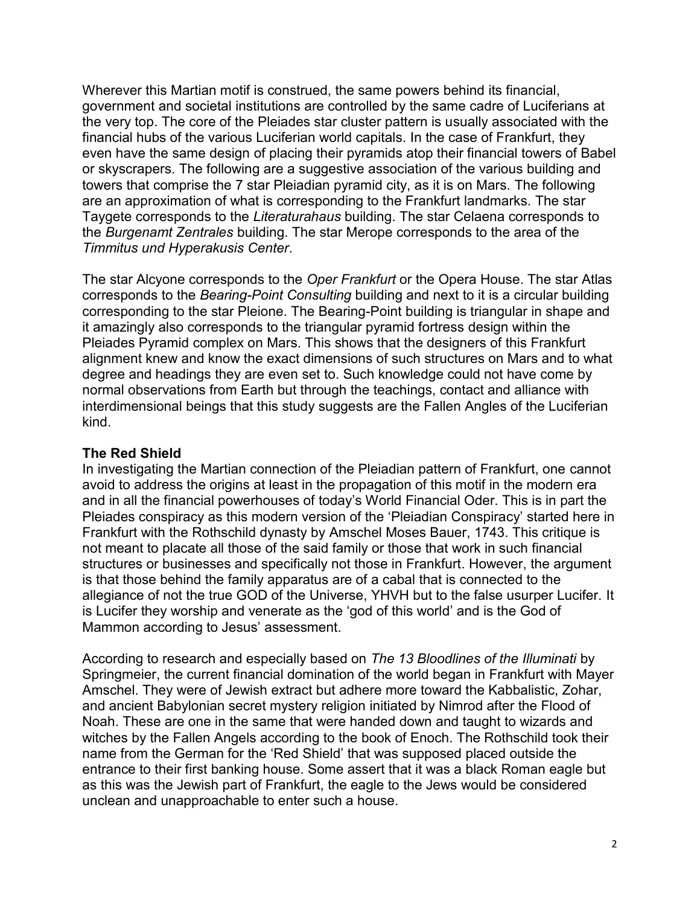Wherever this Martian motif is construed, the same powers behind its financial, government and societal institutions are controlled by the same cadre of Luciferians at the very top. The core of the Pleiades star cluster pattern is usually associated with the financial hubs of the various Luciferian world capitals. In the case of Frankfurt, they even have the same design of placing their pyramids atop their financial towers of Babel or skyscrapers. The following are a suggestive association of the various building and towers that comprise the 7 star Pleiadian pyramid city, as it is on Mars. The following are an approximation of what is corresponding to the Frankfurt landmarks. The star Taygete corresponds to the *Literaturahaus* building. The star Celaena corresponds to the *Burgenamt Zentrales* building. The star Merope corresponds to the area of the *Timmitus und Hyperakusis Center*.

The star Alcyone corresponds to the *Oper Frankfurt* or the Opera House. The star Atlas corresponds to the *Bearing-Point Consulting* building and next to it is a circular building corresponding to the star Pleione. The Bearing-Point building is triangular in shape and it amazingly also corresponds to the triangular pyramid fortress design within the Pleiades Pyramid complex on Mars. This shows that the designers of this Frankfurt alignment knew and know the exact dimensions of such structures on Mars and to what degree and headings they are even set to. Such knowledge could not have come by normal observations from Earth but through the teachings, contact and alliance with interdimensional beings that this study suggests are the Fallen Angles of the Luciferian kind.

**The Red Shield**

In investigating the Martian connection of the Pleiadian pattern of Frankfurt, one cannot avoid to address the origins at least in the propagation of this motif in the modern era and in all the financial powerhouses of today's World Financial Oder. This is in part the Pleiades conspiracy as this modern version of the 'Pleiadian Conspiracy' started here in Frankfurt with the Rothschild dynasty by Amschel Moses Bauer, 1743. This critique is not meant to placate all those of the said family or those that work in such financial structures or businesses and specifically not those in Frankfurt. However, the argument is that those behind the family apparatus are of a cabal that is connected to the allegiance of not the true GOD of the Universe, YHVH but to the false usurper Lucifer. It is Lucifer they worship and venerate as the 'god of this world' and is the God of Mammon according to Jesus' assessment.

According to research and especially based on *The 13 Bloodlines of the Illuminati* by Springmeier, the current financial domination of the world began in Frankfurt with Mayer Amschel. They were of Jewish extract but adhere more toward the Kabbalistic, Zohar, and ancient Babylonian secret mystery religion initiated by Nimrod after the Flood of Noah. These are one in the same that were handed down and taught to wizards and witches by the Fallen Angels according to the book of Enoch. The Rothschild took their name from the German for the 'Red Shield' that was supposed placed outside the entrance to their first banking house. Some assert that it was a black Roman eagle but as this was the Jewish part of Frankfurt, the eagle to the Jews would be considered unclean and unapproachable to enter such a house.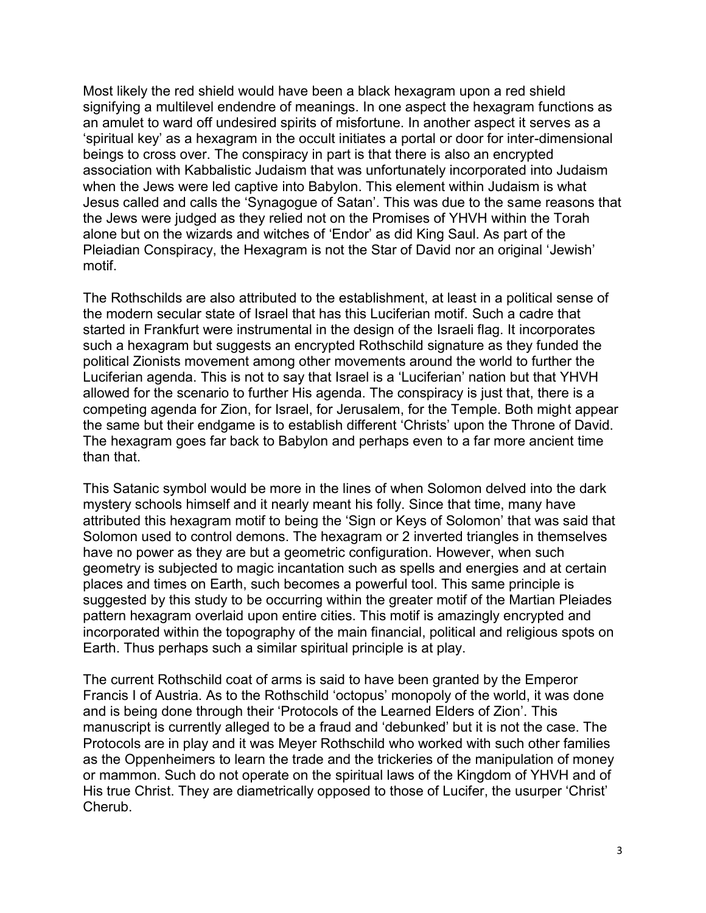Most likely the red shield would have been a black hexagram upon a red shield signifying a multilevel endendre of meanings. In one aspect the hexagram functions as an amulet to ward off undesired spirits of misfortune. In another aspect it serves as a 'spiritual key' as a hexagram in the occult initiates a portal or door for inter-dimensional beings to cross over. The conspiracy in part is that there is also an encrypted association with Kabbalistic Judaism that was unfortunately incorporated into Judaism when the Jews were led captive into Babylon. This element within Judaism is what Jesus called and calls the 'Synagogue of Satan'. This was due to the same reasons that the Jews were judged as they relied not on the Promises of YHVH within the Torah alone but on the wizards and witches of 'Endor' as did King Saul. As part of the Pleiadian Conspiracy, the Hexagram is not the Star of David nor an original 'Jewish' motif.

The Rothschilds are also attributed to the establishment, at least in a political sense of the modern secular state of Israel that has this Luciferian motif. Such a cadre that started in Frankfurt were instrumental in the design of the Israeli flag. It incorporates such a hexagram but suggests an encrypted Rothschild signature as they funded the political Zionists movement among other movements around the world to further the Luciferian agenda. This is not to say that Israel is a 'Luciferian' nation but that YHVH allowed for the scenario to further His agenda. The conspiracy is just that, there is a competing agenda for Zion, for Israel, for Jerusalem, for the Temple. Both might appear the same but their endgame is to establish different 'Christs' upon the Throne of David. The hexagram goes far back to Babylon and perhaps even to a far more ancient time than that.

This Satanic symbol would be more in the lines of when Solomon delved into the dark mystery schools himself and it nearly meant his folly. Since that time, many have attributed this hexagram motif to being the 'Sign or Keys of Solomon' that was said that Solomon used to control demons. The hexagram or 2 inverted triangles in themselves have no power as they are but a geometric configuration. However, when such geometry is subjected to magic incantation such as spells and energies and at certain places and times on Earth, such becomes a powerful tool. This same principle is suggested by this study to be occurring within the greater motif of the Martian Pleiades pattern hexagram overlaid upon entire cities. This motif is amazingly encrypted and incorporated within the topography of the main financial, political and religious spots on Earth. Thus perhaps such a similar spiritual principle is at play.

The current Rothschild coat of arms is said to have been granted by the Emperor Francis I of Austria. As to the Rothschild 'octopus' monopoly of the world, it was done and is being done through their 'Protocols of the Learned Elders of Zion'. This manuscript is currently alleged to be a fraud and 'debunked' but it is not the case. The Protocols are in play and it was Meyer Rothschild who worked with such other families as the Oppenheimers to learn the trade and the trickeries of the manipulation of money or mammon. Such do not operate on the spiritual laws of the Kingdom of YHVH and of His true Christ. They are diametrically opposed to those of Lucifer, the usurper 'Christ' Cherub.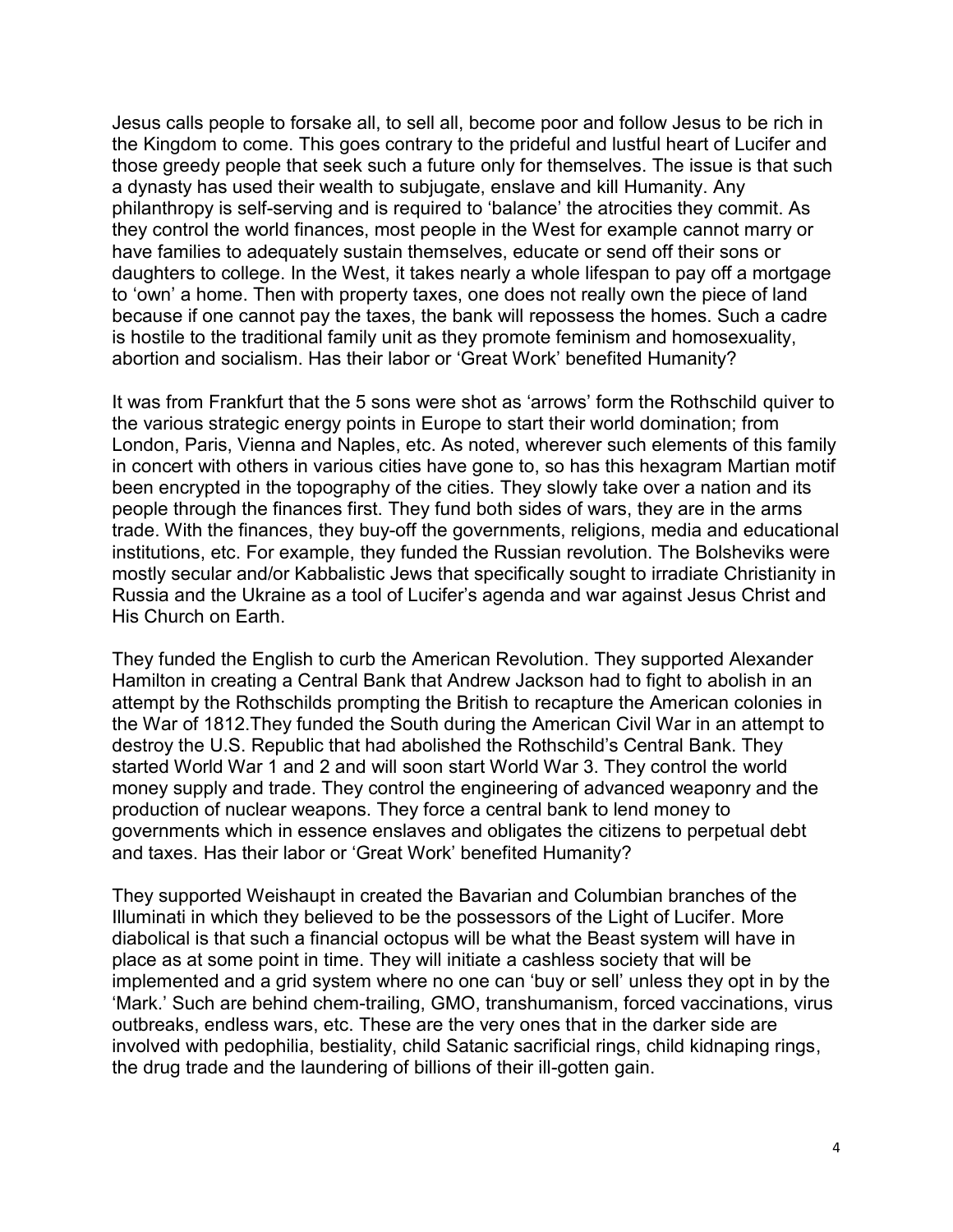Jesus calls people to forsake all, to sell all, become poor and follow Jesus to be rich in the Kingdom to come. This goes contrary to the prideful and lustful heart of Lucifer and those greedy people that seek such a future only for themselves. The issue is that such a dynasty has used their wealth to subjugate, enslave and kill Humanity. Any philanthropy is self-serving and is required to 'balance' the atrocities they commit. As they control the world finances, most people in the West for example cannot marry or have families to adequately sustain themselves, educate or send off their sons or daughters to college. In the West, it takes nearly a whole lifespan to pay off a mortgage to 'own' a home. Then with property taxes, one does not really own the piece of land because if one cannot pay the taxes, the bank will repossess the homes. Such a cadre is hostile to the traditional family unit as they promote feminism and homosexuality, abortion and socialism. Has their labor or 'Great Work' benefited Humanity?

It was from Frankfurt that the 5 sons were shot as 'arrows' form the Rothschild quiver to the various strategic energy points in Europe to start their world domination; from London, Paris, Vienna and Naples, etc. As noted, wherever such elements of this family in concert with others in various cities have gone to, so has this hexagram Martian motif been encrypted in the topography of the cities. They slowly take over a nation and its people through the finances first. They fund both sides of wars, they are in the arms trade. With the finances, they buy-off the governments, religions, media and educational institutions, etc. For example, they funded the Russian revolution. The Bolsheviks were mostly secular and/or Kabbalistic Jews that specifically sought to irradiate Christianity in Russia and the Ukraine as a tool of Lucifer's agenda and war against Jesus Christ and His Church on Earth.

They funded the English to curb the American Revolution. They supported Alexander Hamilton in creating a Central Bank that Andrew Jackson had to fight to abolish in an attempt by the Rothschilds prompting the British to recapture the American colonies in the War of 1812.They funded the South during the American Civil War in an attempt to destroy the U.S. Republic that had abolished the Rothschild's Central Bank. They started World War 1 and 2 and will soon start World War 3. They control the world money supply and trade. They control the engineering of advanced weaponry and the production of nuclear weapons. They force a central bank to lend money to governments which in essence enslaves and obligates the citizens to perpetual debt and taxes. Has their labor or 'Great Work' benefited Humanity?

They supported Weishaupt in created the Bavarian and Columbian branches of the Illuminati in which they believed to be the possessors of the Light of Lucifer. More diabolical is that such a financial octopus will be what the Beast system will have in place as at some point in time. They will initiate a cashless society that will be implemented and a grid system where no one can 'buy or sell' unless they opt in by the 'Mark.' Such are behind chem-trailing, GMO, transhumanism, forced vaccinations, virus outbreaks, endless wars, etc. These are the very ones that in the darker side are involved with pedophilia, bestiality, child Satanic sacrificial rings, child kidnaping rings, the drug trade and the laundering of billions of their ill-gotten gain.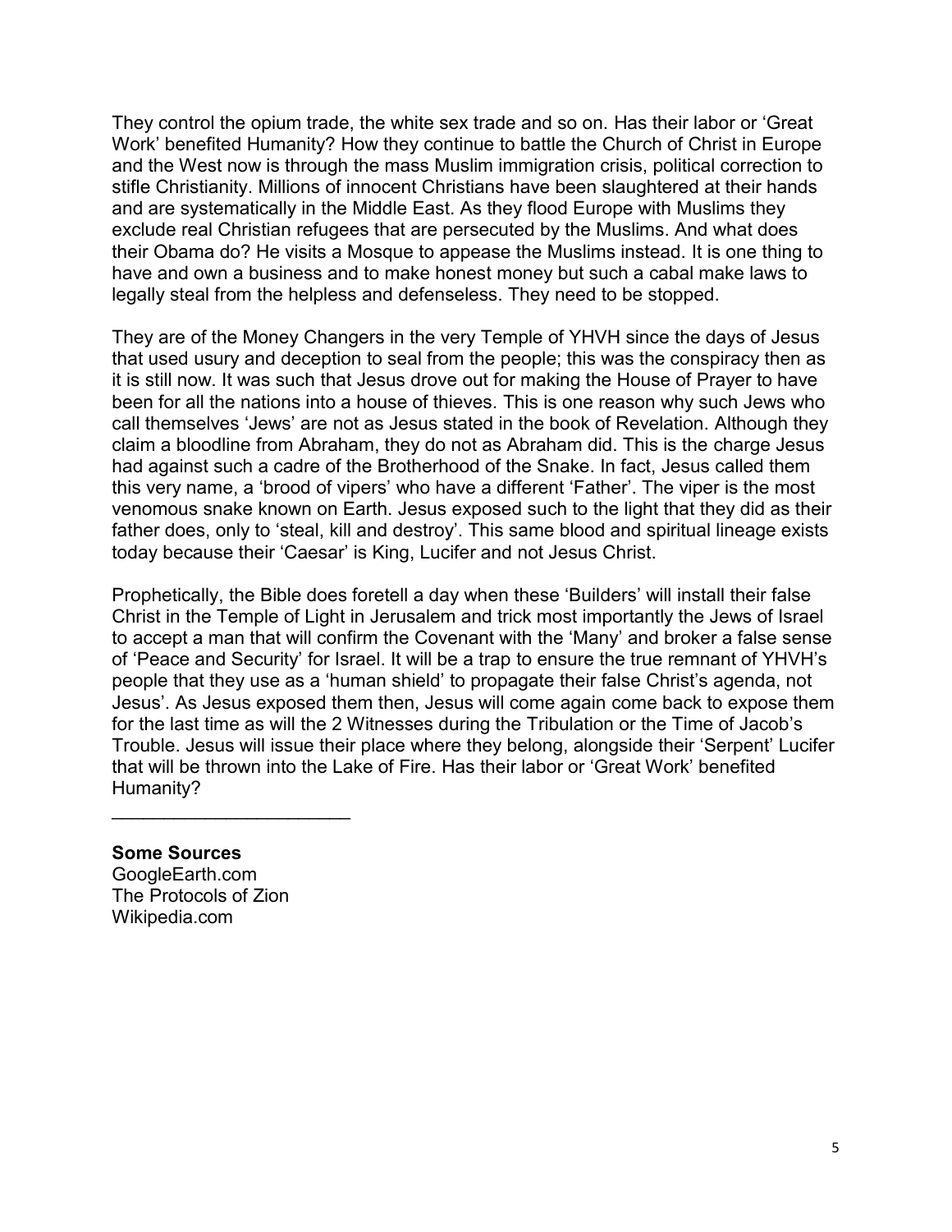They control the opium trade, the white sex trade and so on. Has their labor or 'Great Work' benefited Humanity? How they continue to battle the Church of Christ in Europe and the West now is through the mass Muslim immigration crisis, political correction to stifle Christianity. Millions of innocent Christians have been slaughtered at their hands and are systematically in the Middle East. As they flood Europe with Muslims they exclude real Christian refugees that are persecuted by the Muslims. And what does their Obama do? He visits a Mosque to appease the Muslims instead. It is one thing to have and own a business and to make honest money but such a cabal make laws to legally steal from the helpless and defenseless. They need to be stopped.

They are of the Money Changers in the very Temple of YHVH since the days of Jesus that used usury and deception to seal from the people; this was the conspiracy then as it is still now. It was such that Jesus drove out for making the House of Prayer to have been for all the nations into a house of thieves. This is one reason why such Jews who call themselves 'Jews' are not as Jesus stated in the book of Revelation. Although they claim a bloodline from Abraham, they do not as Abraham did. This is the charge Jesus had against such a cadre of the Brotherhood of the Snake. In fact, Jesus called them this very name, a 'brood of vipers' who have a different 'Father'. The viper is the most venomous snake known on Earth. Jesus exposed such to the light that they did as their father does, only to 'steal, kill and destroy'. This same blood and spiritual lineage exists today because their 'Caesar' is King, Lucifer and not Jesus Christ.

Prophetically, the Bible does foretell a day when these 'Builders' will install their false Christ in the Temple of Light in Jerusalem and trick most importantly the Jews of Israel to accept a man that will confirm the Covenant with the 'Many' and broker a false sense of 'Peace and Security' for Israel. It will be a trap to ensure the true remnant of YHVH's people that they use as a 'human shield' to propagate their false Christ's agenda, not Jesus'. As Jesus exposed them then, Jesus will come again come back to expose them for the last time as will the 2 Witnesses during the Tribulation or the Time of Jacob's Trouble. Jesus will issue their place where they belong, alongside their 'Serpent' Lucifer that will be thrown into the Lake of Fire. Has their labor or 'Great Work' benefited Humanity?

---

**Some Sources**
GoogleEarth.com
The Protocols of Zion
Wikipedia.com